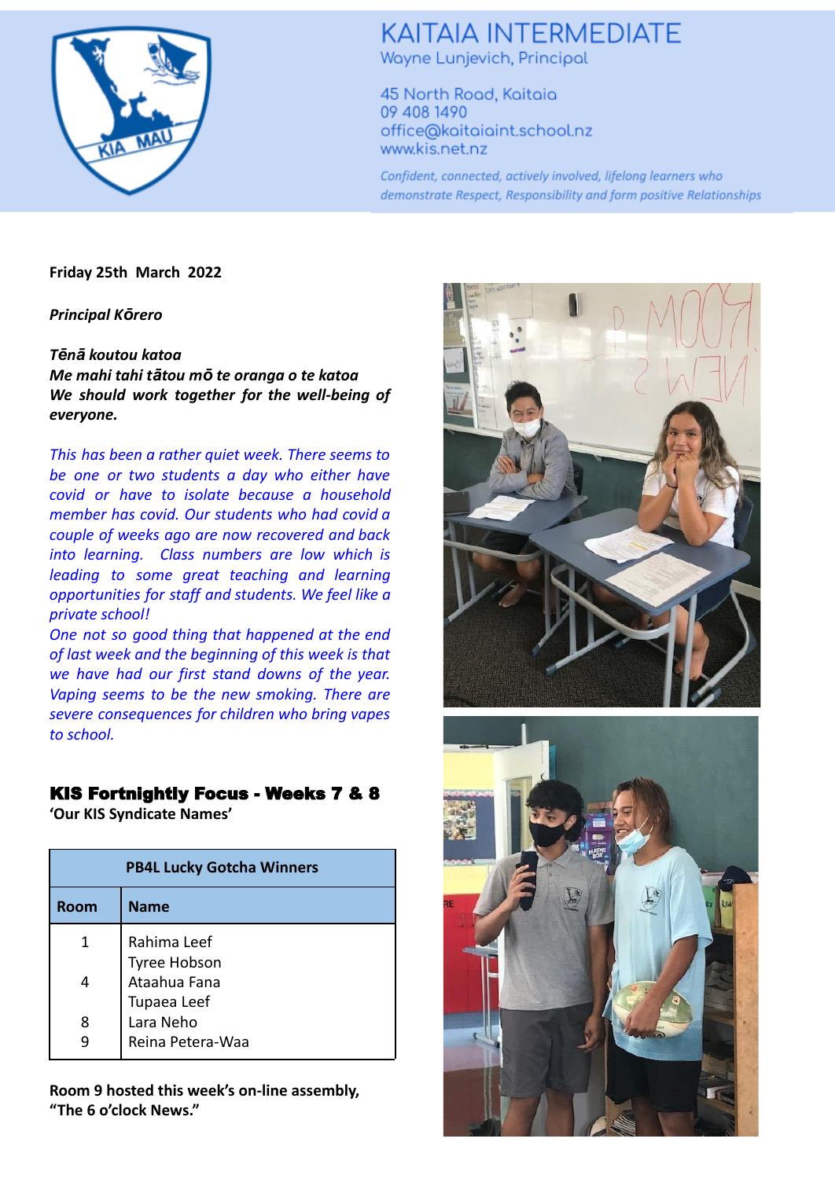# KAITAIA INTERMEDIATE

Wayne Lunjevich, Principal

45 North Road, Kaitaia
09 408 1490
office@kaitaiaint.school.nz
www.kis.net.nz

*Confident, connected, actively involved, lifelong learners who demonstrate Respect, Responsibility and form positive Relationships*

**Friday 25th March 2022**

***Principal Kōrero***

***Tēnā koutou katoa***
***Me mahi tahi tātou mō te oranga o te katoa***
***We should work together for the well-being of everyone.***

*This has been a rather quiet week. There seems to be one or two students a day who either have covid or have to isolate because a household member has covid. Our students who had covid a couple of weeks ago are now recovered and back into learning. Class numbers are low which is leading to some great teaching and learning opportunities for staff and students. We feel like a private school!*
*One not so good thing that happened at the end of last week and the beginning of this week is that we have had our first stand downs of the year. Vaping seems to be the new smoking. There are severe consequences for children who bring vapes to school.*

## KIS Fortnightly Focus - Weeks 7 & 8

**'Our KIS Syndicate Names'**

| PB4L Lucky Gotcha Winners | |
|---|---|
| **Room** | **Name** |
| 1 | Rahima Leef |
| | Tyree Hobson |
| 4 | Ataahua Fana |
| | Tupaea Leef |
| 8 | Lara Neho |
| 9 | Reina Petera-Waa |

**Room 9 hosted this week's on-line assembly, "The 6 o'clock News."**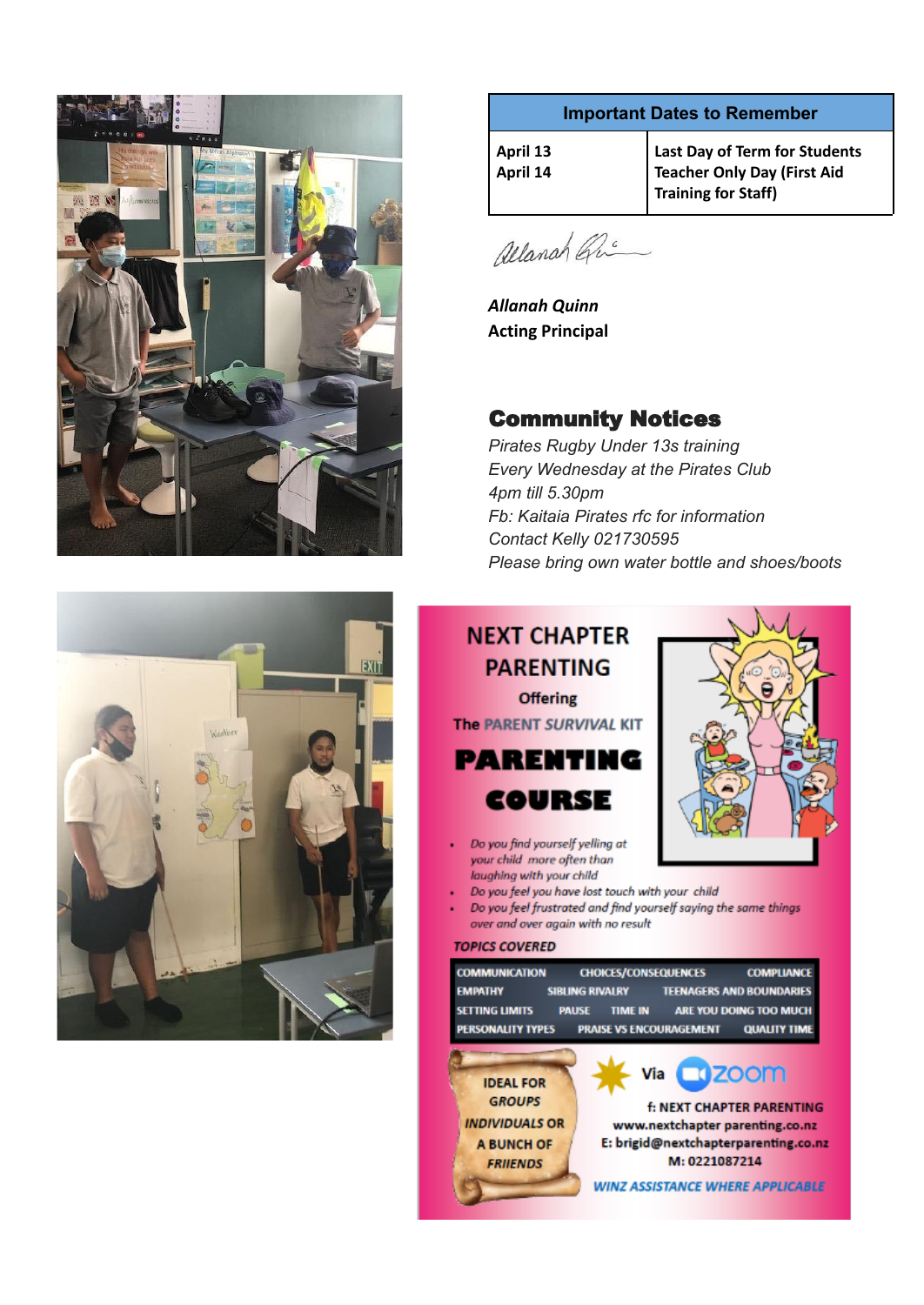| Important Dates to Remember | |
|---|---|
| April 13 | Last Day of Term for Students |
| April 14 | Teacher Only Day (First Aid Training for Staff) |

***Allanah Quinn***
**Acting Principal**

## Community Notices

*Pirates Rugby Under 13s training*
*Every Wednesday at the Pirates Club*
*4pm till 5.30pm*
*Fb: Kaitaia Pirates rfc for information*
*Contact Kelly 021730595*
*Please bring own water bottle and shoes/boots*

## NEXT CHAPTER PARENTING

Offering

The PARENT *SURVIVAL* KIT

# PARENTING COURSE

- *Do you find yourself yelling at your child more often than laughing with your child*
- *Do you feel you have lost touch with your child*
- *Do you feel frustrated and find yourself saying the same things over and over again with no result*

***TOPICS COVERED***

| | | |
|---|---|---|
| COMMUNICATION | CHOICES/CONSEQUENCES | COMPLIANCE |
| EMPATHY | SIBLING RIVALRY | TEENAGERS AND BOUNDARIES |
| SETTING LIMITS | PAUSE / TIME IN | ARE YOU DOING TOO MUCH |
| PERSONALITY TYPES | PRAISE VS ENCOURAGEMENT | QUALITY TIME |

IDEAL FOR GROUPS *INDIVIDUALS OR A BUNCH OF FRIIENDS*

Via zoom

f: NEXT CHAPTER PARENTING
www.nextchapter parenting.co.nz
E: brigid@nextchapterparenting.co.nz
M: 0221087214

***WINZ ASSISTANCE WHERE APPLICABLE***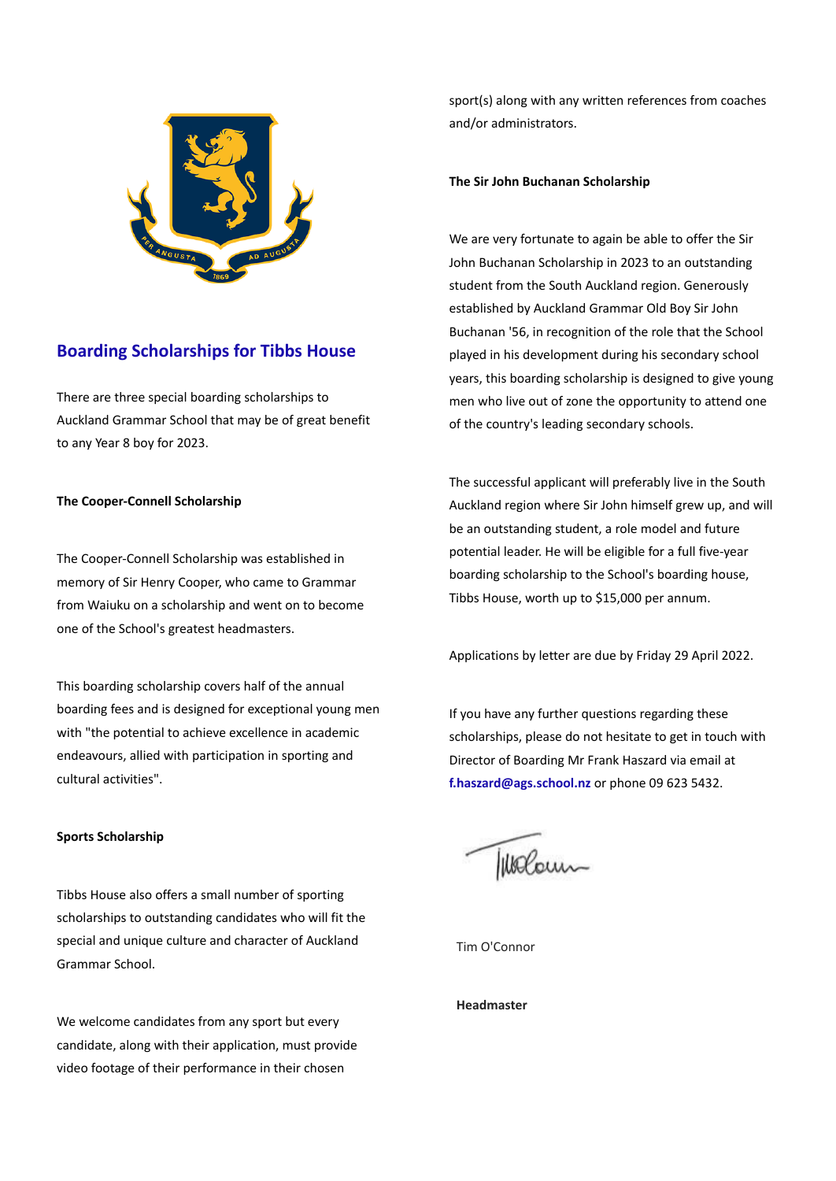## Boarding Scholarships for Tibbs House

There are three special boarding scholarships to Auckland Grammar School that may be of great benefit to any Year 8 boy for 2023.

**The Cooper-Connell Scholarship**

The Cooper-Connell Scholarship was established in memory of Sir Henry Cooper, who came to Grammar from Waiuku on a scholarship and went on to become one of the School's greatest headmasters.

This boarding scholarship covers half of the annual boarding fees and is designed for exceptional young men with "the potential to achieve excellence in academic endeavours, allied with participation in sporting and cultural activities".

**Sports Scholarship**

Tibbs House also offers a small number of sporting scholarships to outstanding candidates who will fit the special and unique culture and character of Auckland Grammar School.

We welcome candidates from any sport but every candidate, along with their application, must provide video footage of their performance in their chosen sport(s) along with any written references from coaches and/or administrators.

**The Sir John Buchanan Scholarship**

We are very fortunate to again be able to offer the Sir John Buchanan Scholarship in 2023 to an outstanding student from the South Auckland region. Generously established by Auckland Grammar Old Boy Sir John Buchanan '56, in recognition of the role that the School played in his development during his secondary school years, this boarding scholarship is designed to give young men who live out of zone the opportunity to attend one of the country's leading secondary schools.

The successful applicant will preferably live in the South Auckland region where Sir John himself grew up, and will be an outstanding student, a role model and future potential leader. He will be eligible for a full five-year boarding scholarship to the School's boarding house, Tibbs House, worth up to $15,000 per annum.

Applications by letter are due by Friday 29 April 2022.

If you have any further questions regarding these scholarships, please do not hesitate to get in touch with Director of Boarding Mr Frank Haszard via email at **f.haszard@ags.school.nz** or phone 09 623 5432.

Tim O'Connor

**Headmaster**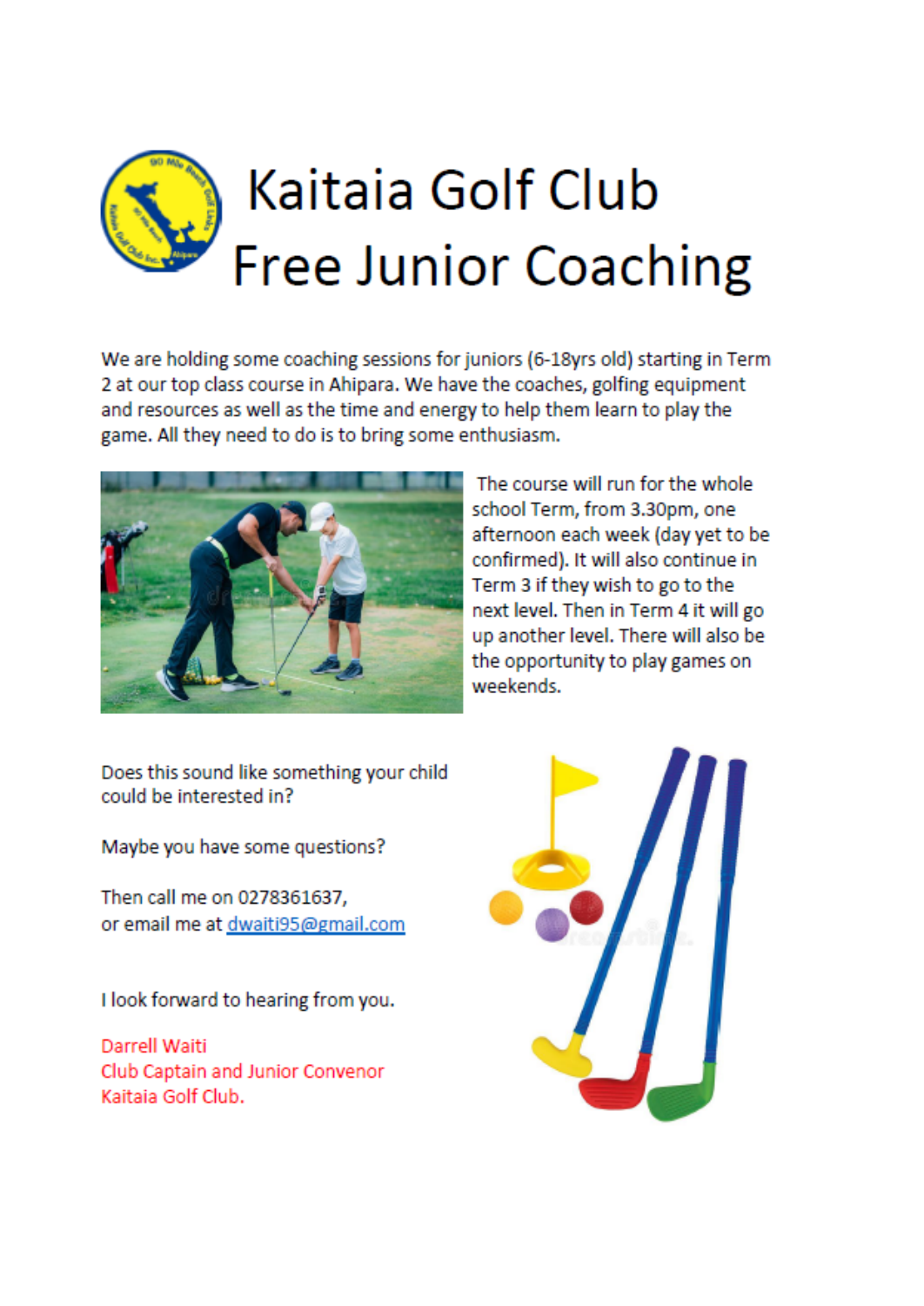# Kaitaia Golf Club Free Junior Coaching

We are holding some coaching sessions for juniors (6-18yrs old) starting in Term 2 at our top class course in Ahipara. We have the coaches, golfing equipment and resources as well as the time and energy to help them learn to play the game. All they need to do is to bring some enthusiasm.

The course will run for the whole school Term, from 3.30pm, one afternoon each week (day yet to be confirmed). It will also continue in Term 3 if they wish to go to the next level. Then in Term 4 it will go up another level. There will also be the opportunity to play games on weekends.

Does this sound like something your child could be interested in?

Maybe you have some questions?

Then call me on 0278361637,
or email me at dwaiti95@gmail.com

I look forward to hearing from you.

Darrell Waiti
Club Captain and Junior Convenor
Kaitaia Golf Club.